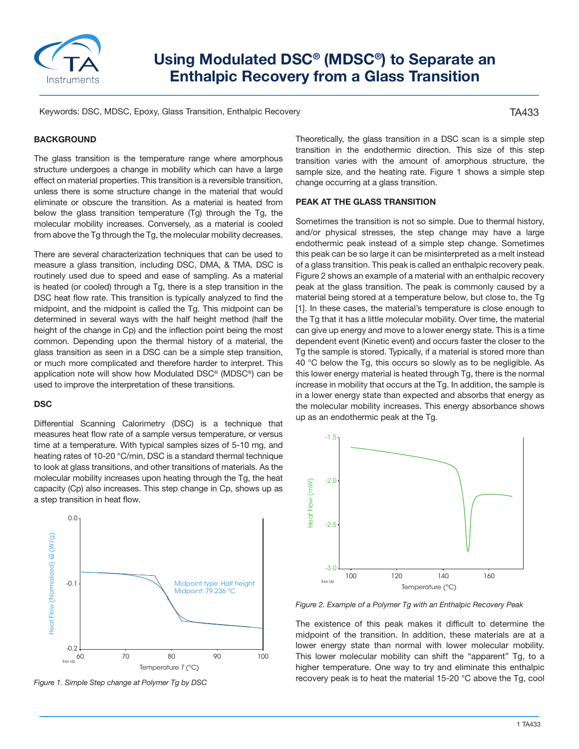# Using Modulated DSC® (MDSC®) to Separate an Enthalpic Recovery from a Glass Transition

Keywords: DSC, MDSC, Epoxy, Glass Transition, Enthalpic Recovery

TA433

## BACKGROUND

The glass transition is the temperature range where amorphous structure undergoes a change in mobility which can have a large effect on material properties. This transition is a reversible transition, unless there is some structure change in the material that would eliminate or obscure the transition. As a material is heated from below the glass transition temperature (Tg) through the Tg, the molecular mobility increases. Conversely, as a material is cooled from above the Tg through the Tg, the molecular mobility decreases.

There are several characterization techniques that can be used to measure a glass transition, including DSC, DMA, & TMA. DSC is routinely used due to speed and ease of sampling. As a material is heated (or cooled) through a Tg, there is a step transition in the DSC heat flow rate. This transition is typically analyzed to find the midpoint, and the midpoint is called the Tg. This midpoint can be determined in several ways with the half height method (half the height of the change in Cp) and the inflection point being the most common. Depending upon the thermal history of a material, the glass transition as seen in a DSC can be a simple step transition, or much more complicated and therefore harder to interpret. This application note will show how Modulated DSC® (MDSC®) can be used to improve the interpretation of these transitions.

## DSC

Differential Scanning Calorimetry (DSC) is a technique that measures heat flow rate of a sample versus temperature, or versus time at a temperature. With typical samples sizes of 5-10 mg, and heating rates of 10-20 °C/min, DSC is a standard thermal technique to look at glass transitions, and other transitions of materials. As the molecular mobility increases upon heating through the Tg, the heat capacity (Cp) also increases. This step change in Cp, shows up as a step transition in heat flow.

*Figure 1. Simple Step change at Polymer Tg by DSC*

Theoretically, the glass transition in a DSC scan is a simple step transition in the endothermic direction. This size of this step transition varies with the amount of amorphous structure, the sample size, and the heating rate. Figure 1 shows a simple step change occurring at a glass transition.

## PEAK AT THE GLASS TRANSITION

Sometimes the transition is not so simple. Due to thermal history, and/or physical stresses, the step change may have a large endothermic peak instead of a simple step change. Sometimes this peak can be so large it can be misinterpreted as a melt instead of a glass transition. This peak is called an enthalpic recovery peak. Figure 2 shows an example of a material with an enthalpic recovery peak at the glass transition. The peak is commonly caused by a material being stored at a temperature below, but close to, the Tg [1]. In these cases, the material's temperature is close enough to the Tg that it has a little molecular mobility. Over time, the material can give up energy and move to a lower energy state. This is a time dependent event (Kinetic event) and occurs faster the closer to the Tg the sample is stored. Typically, if a material is stored more than 40 °C below the Tg, this occurs so slowly as to be negligible. As this lower energy material is heated through Tg, there is the normal increase in mobility that occurs at the Tg. In addition, the sample is in a lower energy state than expected and absorbs that energy as the molecular mobility increases. This energy absorbance shows up as an endothermic peak at the Tg.

*Figure 2. Example of a Polymer Tg with an Enthalpic Recovery Peak*

The existence of this peak makes it difficult to determine the midpoint of the transition. In addition, these materials are at a lower energy state than normal with lower molecular mobility. This lower molecular mobility can shift the "apparent" Tg, to a higher temperature. One way to try and eliminate this enthalpic recovery peak is to heat the material 15-20 °C above the Tg, cool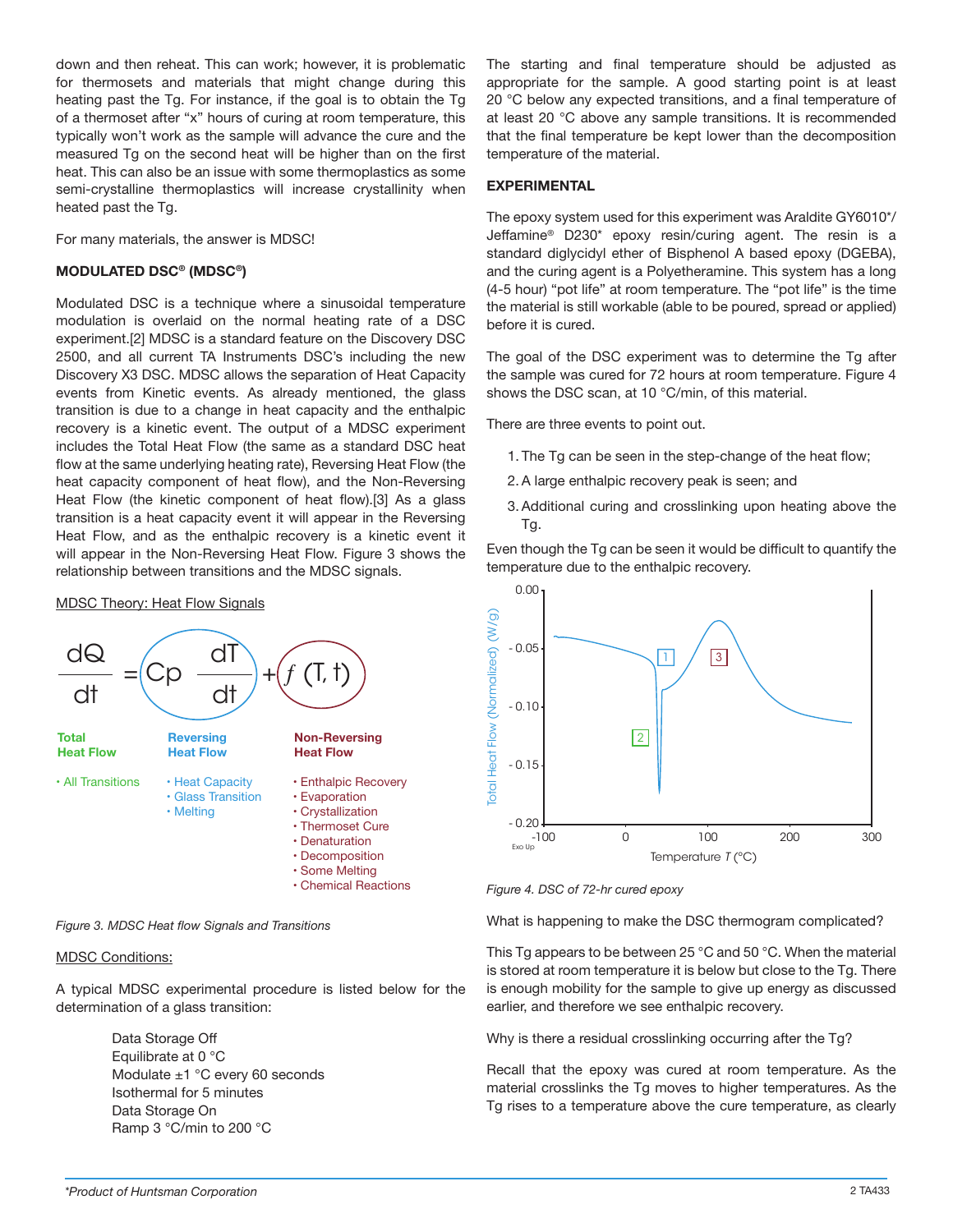down and then reheat. This can work; however, it is problematic for thermosets and materials that might change during this heating past the Tg. For instance, if the goal is to obtain the Tg of a thermoset after "x" hours of curing at room temperature, this typically won't work as the sample will advance the cure and the measured Tg on the second heat will be higher than on the first heat. This can also be an issue with some thermoplastics as some semi-crystalline thermoplastics will increase crystallinity when heated past the Tg.

For many materials, the answer is MDSC!

## MODULATED DSC® (MDSC®)

Modulated DSC is a technique where a sinusoidal temperature modulation is overlaid on the normal heating rate of a DSC experiment.[2] MDSC is a standard feature on the Discovery DSC 2500, and all current TA Instruments DSC's including the new Discovery X3 DSC. MDSC allows the separation of Heat Capacity events from Kinetic events. As already mentioned, the glass transition is due to a change in heat capacity and the enthalpic recovery is a kinetic event. The output of a MDSC experiment includes the Total Heat Flow (the same as a standard DSC heat flow at the same underlying heating rate), Reversing Heat Flow (the heat capacity component of heat flow), and the Non-Reversing Heat Flow (the kinetic component of heat flow).[3] As a glass transition is a heat capacity event it will appear in the Reversing Heat Flow, and as the enthalpic recovery is a kinetic event it will appear in the Non-Reversing Heat Flow. Figure 3 shows the relationship between transitions and the MDSC signals.

MDSC Theory: Heat Flow Signals

$$\frac{dQ}{dt} = Cp\frac{dT}{dt} + f(T,t)$$

| Total Heat Flow | Reversing Heat Flow | Non-Reversing Heat Flow |
|---|---|---|
| • All Transitions | • Heat Capacity<br>• Glass Transition<br>• Melting | • Enthalpic Recovery<br>• Evaporation<br>• Crystallization<br>• Thermoset Cure<br>• Denaturation<br>• Decomposition<br>• Some Melting<br>• Chemical Reactions |

*Figure 3. MDSC Heat flow Signals and Transitions*

MDSC Conditions:

A typical MDSC experimental procedure is listed below for the determination of a glass transition:

Data Storage Off
Equilibrate at 0 °C
Modulate ±1 °C every 60 seconds
Isothermal for 5 minutes
Data Storage On
Ramp 3 °C/min to 200 °C

The starting and final temperature should be adjusted as appropriate for the sample. A good starting point is at least 20 °C below any expected transitions, and a final temperature of at least 20 °C above any sample transitions. It is recommended that the final temperature be kept lower than the decomposition temperature of the material.

## EXPERIMENTAL

The epoxy system used for this experiment was Araldite GY6010*/ Jeffamine® D230* epoxy resin/curing agent. The resin is a standard diglycidyl ether of Bisphenol A based epoxy (DGEBA), and the curing agent is a Polyetheramine. This system has a long (4-5 hour) "pot life" at room temperature. The "pot life" is the time the material is still workable (able to be poured, spread or applied) before it is cured.

The goal of the DSC experiment was to determine the Tg after the sample was cured for 72 hours at room temperature. Figure 4 shows the DSC scan, at 10 °C/min, of this material.

There are three events to point out.

1. The Tg can be seen in the step-change of the heat flow;
2. A large enthalpic recovery peak is seen; and
3. Additional curing and crosslinking upon heating above the Tg.

Even though the Tg can be seen it would be difficult to quantify the temperature due to the enthalpic recovery.

*Figure 4. DSC of 72-hr cured epoxy*

What is happening to make the DSC thermogram complicated?

This Tg appears to be between 25 °C and 50 °C. When the material is stored at room temperature it is below but close to the Tg. There is enough mobility for the sample to give up energy as discussed earlier, and therefore we see enthalpic recovery.

Why is there a residual crosslinking occurring after the Tg?

Recall that the epoxy was cured at room temperature. As the material crosslinks the Tg moves to higher temperatures. As the Tg rises to a temperature above the cure temperature, as clearly

*Product of Huntsman Corporation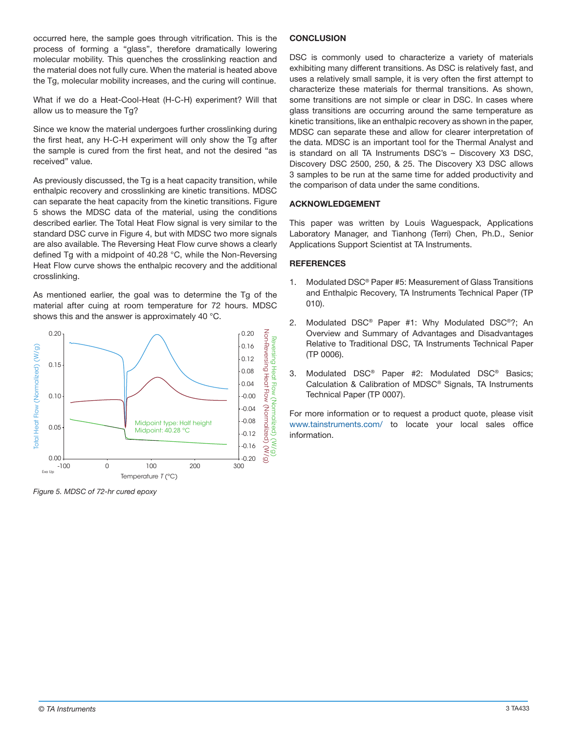occurred here, the sample goes through vitrification. This is the process of forming a "glass", therefore dramatically lowering molecular mobility. This quenches the crosslinking reaction and the material does not fully cure. When the material is heated above the Tg, molecular mobility increases, and the curing will continue.

What if we do a Heat-Cool-Heat (H-C-H) experiment? Will that allow us to measure the Tg?

Since we know the material undergoes further crosslinking during the first heat, any H-C-H experiment will only show the Tg after the sample is cured from the first heat, and not the desired "as received" value.

As previously discussed, the Tg is a heat capacity transition, while enthalpic recovery and crosslinking are kinetic transitions. MDSC can separate the heat capacity from the kinetic transitions. Figure 5 shows the MDSC data of the material, using the conditions described earlier. The Total Heat Flow signal is very similar to the standard DSC curve in Figure 4, but with MDSC two more signals are also available. The Reversing Heat Flow curve shows a clearly defined Tg with a midpoint of 40.28 °C, while the Non-Reversing Heat Flow curve shows the enthalpic recovery and the additional crosslinking.

As mentioned earlier, the goal was to determine the Tg of the material after cuing at room temperature for 72 hours. MDSC shows this and the answer is approximately 40 °C.

Total Heat Flow (Normalized) (W/g)
0.20
0.15
0.10
0.05
0.00
Exo Up
-100
0
100
200
300
Temperature T (°C)
Midpoint type: Half height
Midpoint: 40.28 °C
Reversing Heat Flow (Normalized) (W/g)
Non-Reversing Heat Flow (Normalized) (W/g)
0.20
0.16
0.12
0.08
0.04
-0.00
-0.04
-0.08
-0.12
-0.16
-0.20

*Figure 5. MDSC of 72-hr cured epoxy*

## CONCLUSION

DSC is commonly used to characterize a variety of materials exhibiting many different transitions. As DSC is relatively fast, and uses a relatively small sample, it is very often the first attempt to characterize these materials for thermal transitions. As shown, some transitions are not simple or clear in DSC. In cases where glass transitions are occurring around the same temperature as kinetic transitions, like an enthalpic recovery as shown in the paper, MDSC can separate these and allow for clearer interpretation of the data. MDSC is an important tool for the Thermal Analyst and is standard on all TA Instruments DSC's – Discovery X3 DSC, Discovery DSC 2500, 250, & 25. The Discovery X3 DSC allows 3 samples to be run at the same time for added productivity and the comparison of data under the same conditions.

## ACKNOWLEDGEMENT

This paper was written by Louis Waguespack, Applications Laboratory Manager, and Tianhong (Terri) Chen, Ph.D., Senior Applications Support Scientist at TA Instruments.

## REFERENCES

1. Modulated DSC® Paper #5: Measurement of Glass Transitions and Enthalpic Recovery, TA Instruments Technical Paper (TP 010).
2. Modulated DSC® Paper #1: Why Modulated DSC®?; An Overview and Summary of Advantages and Disadvantages Relative to Traditional DSC, TA Instruments Technical Paper (TP 0006).
3. Modulated DSC® Paper #2: Modulated DSC® Basics; Calculation & Calibration of MDSC® Signals, TA Instruments Technical Paper (TP 0007).

For more information or to request a product quote, please visit www.tainstruments.com/ to locate your local sales office information.